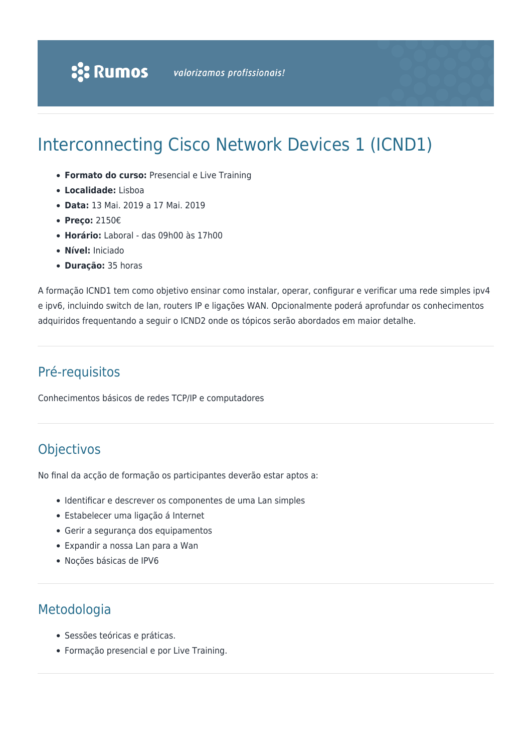Rumos valorizamos profissionais!

# Interconnecting Cisco Network Devices 1 (ICND1)

- **Formato do curso:** Presencial e Live Training
- **Localidade:** Lisboa
- **Data:** 13 Mai. 2019 a 17 Mai. 2019
- **Preço:** 2150€
- **Horário:** Laboral - das 09h00 às 17h00
- **Nível:** Iniciado
- **Duração:** 35 horas

A formação ICND1 tem como objetivo ensinar como instalar, operar, configurar e verificar uma rede simples ipv4 e ipv6, incluindo switch de lan, routers IP e ligações WAN. Opcionalmente poderá aprofundar os conhecimentos adquiridos frequentando a seguir o ICND2 onde os tópicos serão abordados em maior detalhe.

## Pré-requisitos

Conhecimentos básicos de redes TCP/IP e computadores

## Objectivos

No final da acção de formação os participantes deverão estar aptos a:

- Identificar e descrever os componentes de uma Lan simples
- Estabelecer uma ligação á Internet
- Gerir a segurança dos equipamentos
- Expandir a nossa Lan para a Wan
- Noções básicas de IPV6

## Metodologia

- Sessões teóricas e práticas.
- Formação presencial e por Live Training.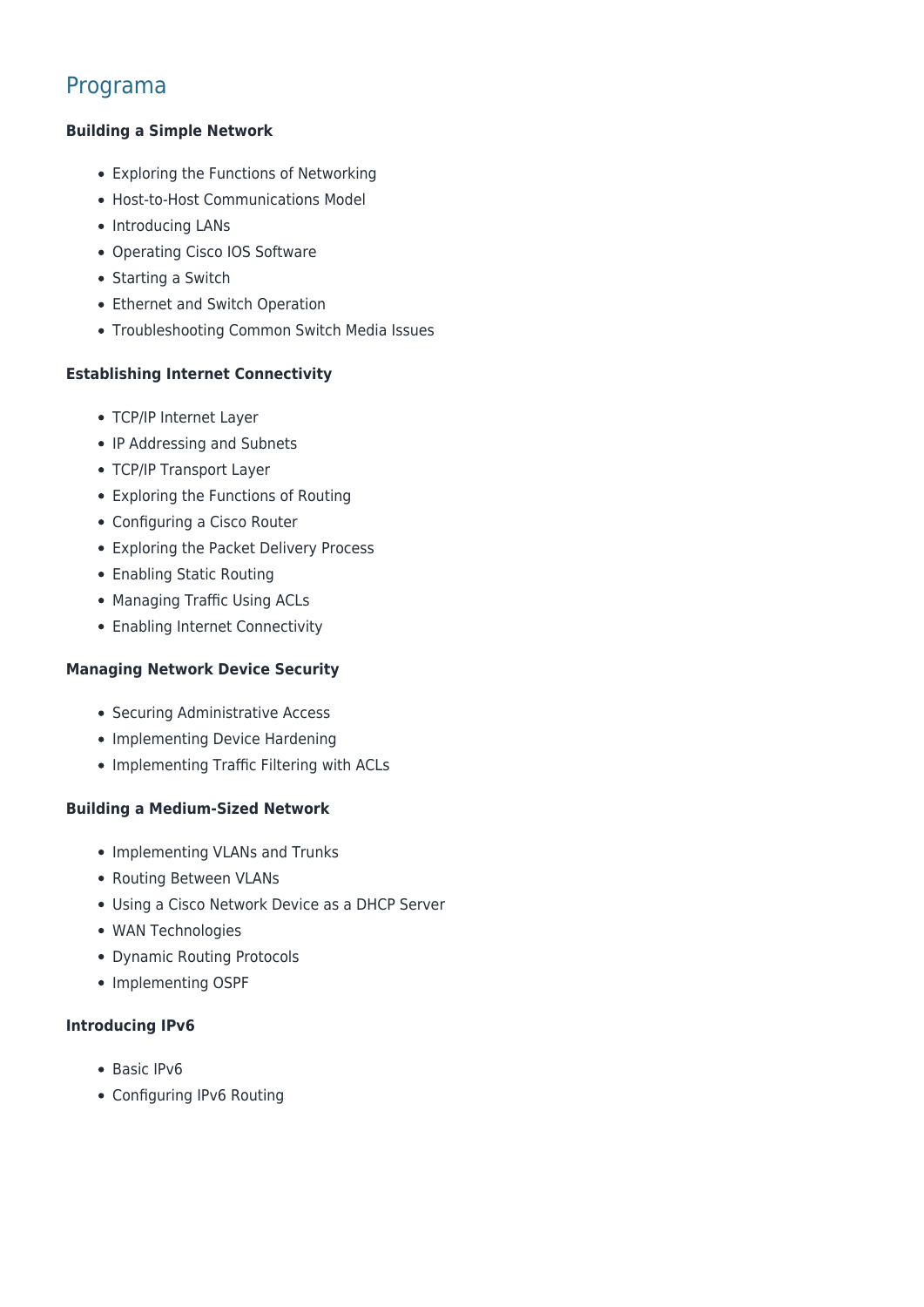## Programa

**Building a Simple Network**

- Exploring the Functions of Networking
- Host-to-Host Communications Model
- Introducing LANs
- Operating Cisco IOS Software
- Starting a Switch
- Ethernet and Switch Operation
- Troubleshooting Common Switch Media Issues

**Establishing Internet Connectivity**

- TCP/IP Internet Layer
- IP Addressing and Subnets
- TCP/IP Transport Layer
- Exploring the Functions of Routing
- Configuring a Cisco Router
- Exploring the Packet Delivery Process
- Enabling Static Routing
- Managing Traffic Using ACLs
- Enabling Internet Connectivity

**Managing Network Device Security**

- Securing Administrative Access
- Implementing Device Hardening
- Implementing Traffic Filtering with ACLs

**Building a Medium-Sized Network**

- Implementing VLANs and Trunks
- Routing Between VLANs
- Using a Cisco Network Device as a DHCP Server
- WAN Technologies
- Dynamic Routing Protocols
- Implementing OSPF

**Introducing IPv6**

- Basic IPv6
- Configuring IPv6 Routing